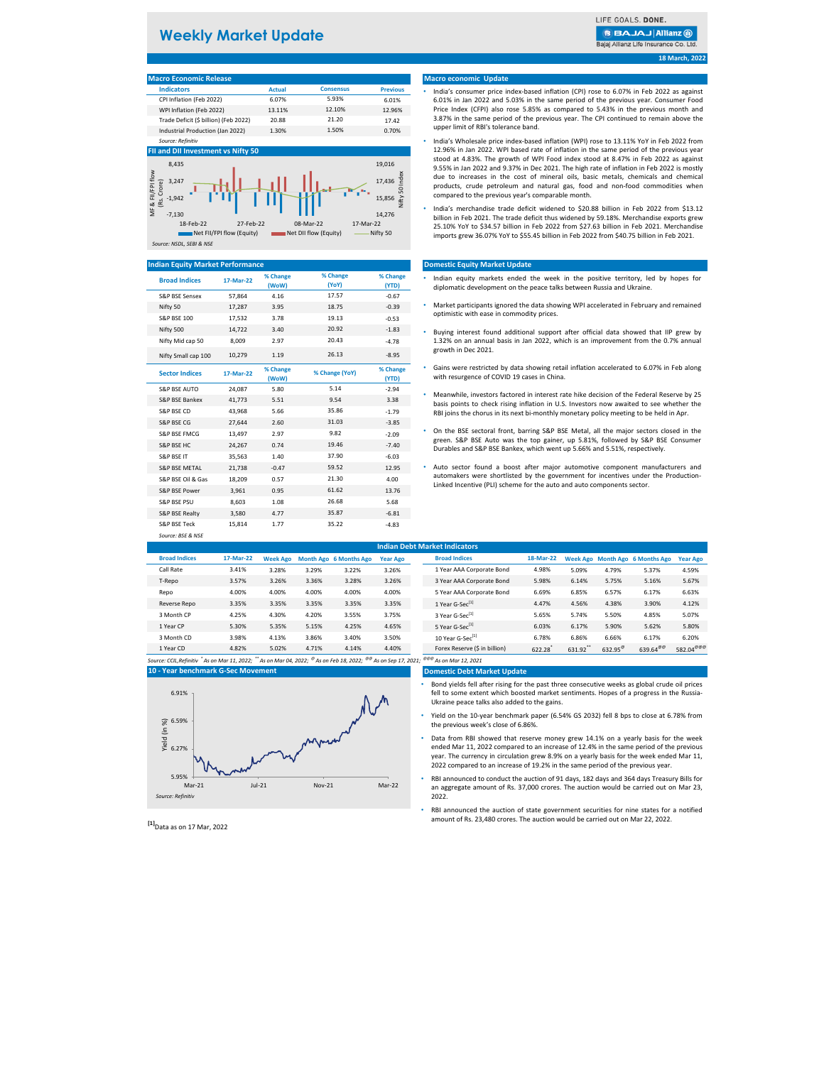# Weekly Market Update

LIFE GOALS. DONE.

Bajaj Allianz Life Insurance Co. Ltd.

18 March, 2022

## Macro Economic Release

| Indicators | Actual | Consensus | Previous |
|---|---|---|---|
| CPI Inflation (Feb 2022) | 6.07% | 5.93% | 6.01% |
| WPI Inflation (Feb 2022) | 13.11% | 12.10% | 12.96% |
| Trade Deficit ($ billion) (Feb 2022) | 20.88 | 21.20 | 17.42 |
| Industrial Production (Jan 2022) | 1.30% | 1.50% | 0.70% |

*Source: Refinitiv*

## FII and DII Investment vs Nifty 50

MF & FII/FPI flow (Rs. Crore): 8,435; 3,247; -1,942; -7,130

Nifty 50 Index: 19,016; 17,436; 15,856; 14,276

18-Feb-22 | 27-Feb-22 | 08-Mar-22 | 17-Mar-22

Net FII/FPI flow (Equity) | Net DII flow (Equity) | Nifty 50

*Source: NSDL, SEBI & NSE*

## Macro economic Update

- India's consumer price index-based inflation (CPI) rose to 6.07% in Feb 2022 as against 6.01% in Jan 2022 and 5.03% in the same period of the previous year. Consumer Food Price Index (CFPI) also rose 5.85% as compared to 5.43% in the previous month and 3.87% in the same period of the previous year. The CPI continued to remain above the upper limit of RBI's tolerance band.
- India's Wholesale price index-based inflation (WPI) rose to 13.11% YoY in Feb 2022 from 12.96% in Jan 2022. WPI based rate of inflation in the same period of the previous year stood at 4.83%. The growth of WPI Food index stood at 8.47% in Feb 2022 as against 9.55% in Jan 2022 and 9.37% in Dec 2021. The high rate of inflation in Feb 2022 is mostly due to increases in the cost of mineral oils, basic metals, chemicals and chemical products, crude petroleum and natural gas, food and non-food commodities when compared to the previous year's comparable month.
- India's merchandise trade deficit widened to $20.88 billion in Feb 2022 from $13.12 billion in Feb 2021. The trade deficit thus widened by 59.18%. Merchandise exports grew 25.10% YoY to $34.57 billion in Feb 2022 from $27.63 billion in Feb 2021. Merchandise imports grew 36.07% YoY to $55.45 billion in Feb 2022 from $40.75 billion in Feb 2021.

## Indian Equity Market Performance

| Broad Indices | 17-Mar-22 | % Change (WoW) | % Change (YoY) | % Change (YTD) |
|---|---|---|---|---|
| S&P BSE Sensex | 57,864 | 4.16 | 17.57 | -0.67 |
| Nifty 50 | 17,287 | 3.95 | 18.75 | -0.39 |
| S&P BSE 100 | 17,532 | 3.78 | 19.13 | -0.53 |
| Nifty 500 | 14,722 | 3.40 | 20.92 | -1.83 |
| Nifty Mid cap 50 | 8,009 | 2.97 | 20.43 | -4.78 |
| Nifty Small cap 100 | 10,279 | 1.19 | 26.13 | -8.95 |

| Sector Indices | 17-Mar-22 | % Change (WoW) | % Change (YoY) | % Change (YTD) |
|---|---|---|---|---|
| S&P BSE AUTO | 24,087 | 5.80 | 5.14 | -2.94 |
| S&P BSE Bankex | 41,773 | 5.51 | 9.54 | 3.38 |
| S&P BSE CD | 43,968 | 5.66 | 35.86 | -1.79 |
| S&P BSE CG | 27,644 | 2.60 | 31.03 | -3.85 |
| S&P BSE FMCG | 13,497 | 2.97 | 9.82 | -2.09 |
| S&P BSE HC | 24,267 | 0.74 | 19.46 | -7.40 |
| S&P BSE IT | 35,563 | 1.40 | 37.90 | -6.03 |
| S&P BSE METAL | 21,738 | -0.47 | 59.52 | 12.95 |
| S&P BSE Oil & Gas | 18,209 | 0.57 | 21.30 | 4.00 |
| S&P BSE Power | 3,961 | 0.95 | 61.62 | 13.76 |
| S&P BSE PSU | 8,603 | 1.08 | 26.68 | 5.68 |
| S&P BSE Realty | 3,580 | 4.77 | 35.87 | -6.81 |
| S&P BSE Teck | 15,814 | 1.77 | 35.22 | -4.83 |

*Source: BSE & NSE*

## Domestic Equity Market Update

- Indian equity markets ended the week in the positive territory, led by hopes for diplomatic development on the peace talks between Russia and Ukraine.
- Market participants ignored the data showing WPI accelerated in February and remained optimistic with ease in commodity prices.
- Buying interest found additional support after official data showed that IIP grew by 1.32% on an annual basis in Jan 2022, which is an improvement from the 0.7% annual growth in Dec 2021.
- Gains were restricted by data showing retail inflation accelerated to 6.07% in Feb along with resurgence of COVID 19 cases in China.
- Meanwhile, investors factored in interest rate hike decision of the Federal Reserve by 25 basis points to check rising inflation in U.S. Investors now awaited to see whether the RBI joins the chorus in its next bi-monthly monetary policy meeting to be held in Apr.
- On the BSE sectoral front, barring S&P BSE Metal, all the major sectors closed in the green. S&P BSE Auto was the top gainer, up 5.81%, followed by S&P BSE Consumer Durables and S&P BSE Bankex, which went up 5.66% and 5.51%, respectively.
- Auto sector found a boost after major automotive component manufacturers and automakers were shortlisted by the government for incentives under the Production-Linked Incentive (PLI) scheme for the auto and auto components sector.

## Indian Debt Market Indicators

| Broad Indices | 17-Mar-22 | Week Ago | Month Ago | 6 Months Ago | Year Ago |
|---|---|---|---|---|---|
| Call Rate | 3.41% | 3.28% | 3.29% | 3.22% | 3.26% |
| T-Repo | 3.57% | 3.26% | 3.36% | 3.28% | 3.26% |
| Repo | 4.00% | 4.00% | 4.00% | 4.00% | 4.00% |
| Reverse Repo | 3.35% | 3.35% | 3.35% | 3.35% | 3.35% |
| 3 Month CP | 4.25% | 4.30% | 4.20% | 3.55% | 3.75% |
| 1 Year CP | 5.30% | 5.35% | 5.15% | 4.25% | 4.65% |
| 3 Month CD | 3.98% | 4.13% | 3.86% | 3.40% | 3.50% |
| 1 Year CD | 4.82% | 5.02% | 4.71% | 4.14% | 4.40% |

| Broad Indices | 18-Mar-22 | Week Ago | Month Ago | 6 Months Ago | Year Ago |
|---|---|---|---|---|---|
| 1 Year AAA Corporate Bond | 4.98% | 5.09% | 4.79% | 5.37% | 4.59% |
| 3 Year AAA Corporate Bond | 5.98% | 6.14% | 5.75% | 5.16% | 5.67% |
| 5 Year AAA Corporate Bond | 6.69% | 6.85% | 6.57% | 6.17% | 6.63% |
| 1 Year G-Sec[1] | 4.47% | 4.56% | 4.38% | 3.90% | 4.12% |
| 3 Year G-Sec[1] | 5.65% | 5.74% | 5.50% | 4.85% | 5.07% |
| 5 Year G-Sec[1] | 6.03% | 6.17% | 5.90% | 5.62% | 5.80% |
| 10 Year G-Sec[1] | 6.78% | 6.86% | 6.66% | 6.17% | 6.20% |
| Forex Reserve ($ in billion) | 622.28* | 631.92** | 632.95@ | 639.64@@ | 582.04@@@ |

*Source: CCIL,Refinitiv \* As on Mar 11, 2022; \*\* As on Mar 04, 2022; @ As on Feb 18, 2022; @@ As on Sep 17, 2021; @@@ As on Mar 12, 2021*

## 10 - Year benchmark G-Sec Movement

Yield (in %): 6.91%; 6.59%; 6.27%; 5.95%

Mar-21 | Jul-21 | Nov-21 | Mar-22

*Source: Refinitiv*

[1]Data as on 17 Mar, 2022

## Domestic Debt Market Update

- Bond yields fell after rising for the past three consecutive weeks as global crude oil prices fell to some extent which boosted market sentiments. Hopes of a progress in the Russia-Ukraine peace talks also added to the gains.
- Yield on the 10-year benchmark paper (6.54% GS 2032) fell 8 bps to close at 6.78% from the previous week's close of 6.86%.
- Data from RBI showed that reserve money grew 14.1% on a yearly basis for the week ended Mar 11, 2022 compared to an increase of 12.4% in the same period of the previous year. The currency in circulation grew 8.9% on a yearly basis for the week ended Mar 11, 2022 compared to an increase of 19.2% in the same period of the previous year.
- RBI announced to conduct the auction of 91 days, 182 days and 364 days Treasury Bills for an aggregate amount of Rs. 37,000 crores. The auction would be carried out on Mar 23, 2022.
- RBI announced the auction of state government securities for nine states for a notified amount of Rs. 23,480 crores. The auction would be carried out on Mar 22, 2022.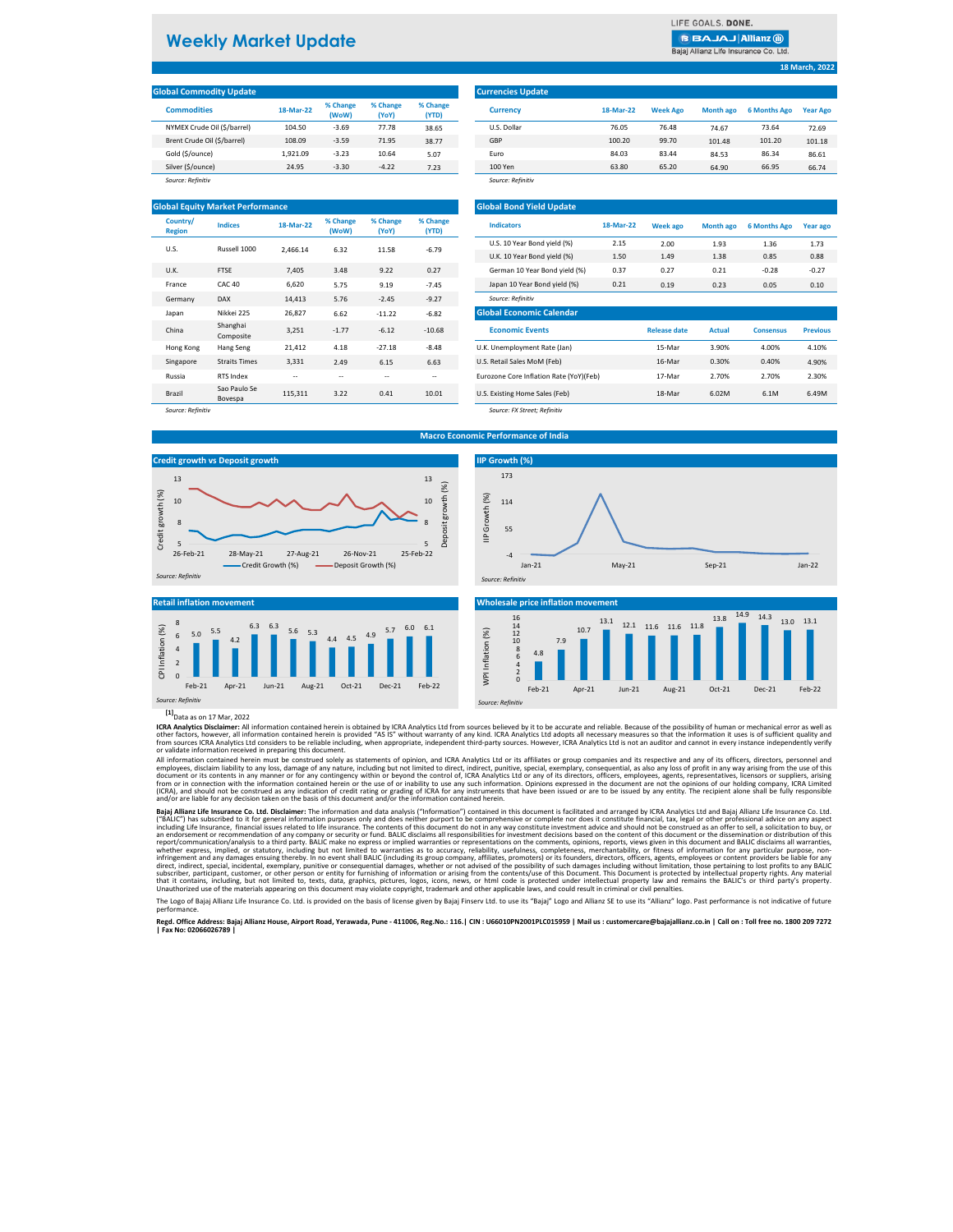# Weekly Market Update

LIFE GOALS. DONE.
BAJAJ | Allianz
Bajaj Allianz Life Insurance Co. Ltd.

18 March, 2022

## Global Commodity Update

| Commodities | 18-Mar-22 | % Change (WoW) | % Change (YoY) | % Change (YTD) |
|---|---|---|---|---|
| NYMEX Crude Oil ($/barrel) | 104.50 | -3.69 | 77.78 | 38.65 |
| Brent Crude Oil ($/barrel) | 108.09 | -3.59 | 71.95 | 38.77 |
| Gold ($/ounce) | 1,921.09 | -3.23 | 10.64 | 5.07 |
| Silver ($/ounce) | 24.95 | -3.30 | -4.22 | 7.23 |

*Source: Refinitiv*

## Currencies Update

| Currency | 18-Mar-22 | Week Ago | Month ago | 6 Months Ago | Year Ago |
|---|---|---|---|---|---|
| U.S. Dollar | 76.05 | 76.48 | 74.67 | 73.64 | 72.69 |
| GBP | 100.20 | 99.70 | 101.48 | 101.20 | 101.18 |
| Euro | 84.03 | 83.44 | 84.53 | 86.34 | 86.61 |
| 100 Yen | 63.80 | 65.20 | 64.90 | 66.95 | 66.74 |

*Source: Refinitiv*

## Global Equity Market Performance

| Country/ Region | Indices | 18-Mar-22 | % Change (WoW) | % Change (YoY) | % Change (YTD) |
|---|---|---|---|---|---|
| U.S. | Russell 1000 | 2,466.14 | 6.32 | 11.58 | -6.79 |
| U.K. | FTSE | 7,405 | 3.48 | 9.22 | 0.27 |
| France | CAC 40 | 6,620 | 5.75 | 9.19 | -7.45 |
| Germany | DAX | 14,413 | 5.76 | -2.45 | -9.27 |
| Japan | Nikkei 225 | 26,827 | 6.62 | -11.22 | -6.82 |
| China | Shanghai Composite | 3,251 | -1.77 | -6.12 | -10.68 |
| Hong Kong | Hang Seng | 21,412 | 4.18 | -27.18 | -8.48 |
| Singapore | Straits Times | 3,331 | 2.49 | 6.15 | 6.63 |
| Russia | RTS Index | -- | -- | -- | -- |
| Brazil | Sao Paulo Se Bovespa | 115,311 | 3.22 | 0.41 | 10.01 |

*Source: Refinitiv*

## Global Bond Yield Update

| Indicators | 18-Mar-22 | Week ago | Month ago | 6 Months Ago | Year ago |
|---|---|---|---|---|---|
| U.S. 10 Year Bond yield (%) | 2.15 | 2.00 | 1.93 | 1.36 | 1.73 |
| U.K. 10 Year Bond yield (%) | 1.50 | 1.49 | 1.38 | 0.85 | 0.88 |
| German 10 Year Bond yield (%) | 0.37 | 0.27 | 0.21 | -0.28 | -0.27 |
| Japan 10 Year Bond yield (%) | 0.21 | 0.19 | 0.23 | 0.05 | 0.10 |

*Source: Refinitiv*

## Global Economic Calendar

| Economic Events | Release date | Actual | Consensus | Previous |
|---|---|---|---|---|
| U.K. Unemployment Rate (Jan) | 15-Mar | 3.90% | 4.00% | 4.10% |
| U.S. Retail Sales MoM (Feb) | 16-Mar | 0.30% | 0.40% | 4.90% |
| Eurozone Core Inflation Rate (YoY)(Feb) | 17-Mar | 2.70% | 2.70% | 2.30% |
| U.S. Existing Home Sales (Feb) | 18-Mar | 6.02M | 6.1M | 6.49M |

*Source: FX Street; Refinitiv*

## Macro Economic Performance of India

### Credit growth vs Deposit growth

Credit growth (%)
Deposit growth (%)
13
10
8
5
26-Feb-21
28-May-21
27-Aug-21
26-Nov-21
25-Feb-22
Credit Growth (%)
Deposit Growth (%)

*Source: Refinitiv*

### IIP Growth (%)

IIP Growth (%)
173
114
55
-4
Jan-21
May-21
Sep-21
Jan-22

*Source: Refinitiv*

### Retail inflation movement

CPI Inflation (%)
8
6
4
2
0
5.0 5.5 4.2 6.3 6.3 5.6 5.3 4.4 4.5 4.9 5.7 6.0 6.1
Feb-21
Apr-21
Jun-21
Aug-21
Oct-21
Dec-21
Feb-22

*Source: Refinitiv*

### Wholesale price inflation movement

WPI Inflation (%)
16
14
12
10
8
6
4
2
0
4.8 7.9 10.7 13.1 12.1 11.6 11.6 11.8 13.8 14.9 14.3 13.0 13.1
Feb-21
Apr-21
Jun-21
Aug-21
Oct-21
Dec-21
Feb-22

*Source: Refinitiv*

[1] Data as on 17 Mar, 2022

**ICRA Analytics Disclaimer:** All information contained herein is obtained by ICRA Analytics Ltd from sources believed by it to be accurate and reliable. Because of the possibility of human or mechanical error as well as other factors, however, all information contained herein is provided "AS IS" without warranty of any kind. ICRA Analytics Ltd adopts all necessary measures so that the information it uses is of sufficient quality and from sources ICRA Analytics Ltd considers to be reliable including, when appropriate, independent third-party sources. However, ICRA Analytics Ltd is not an auditor and cannot in every instance independently verify or validate information received in preparing this document.

All information contained herein must be construed solely as statements of opinion, and ICRA Analytics Ltd or its affiliates or group companies and its respective and any of its officers, directors, personnel and employees, disclaim liability to any loss, damage of any nature, including but not limited to direct, indirect, punitive, special, exemplary, consequential, as also any loss of profit in any way arising from the use of this document or its contents in any manner or for any contingency within or beyond the control of, ICRA Analytics Ltd or any of its directors, officers, employees, agents, representatives, licensors or suppliers, arising from or in connection with the information contained herein or the use of or inability to use any such information. Opinions expressed in the document are not the opinions of our holding company, ICRA Limited (ICRA), and should not be construed as any indication of credit rating or grading of ICRA for any instruments that have been issued or are to be issued by any entity. The recipient alone shall be fully responsible and/or are liable for any decision taken on the basis of this document and/or the information contained herein.

**Bajaj Allianz Life Insurance Co. Ltd. Disclaimer:** The information and data analysis ("Information") contained in this document is facilitated and arranged by ICRA Analytics Ltd and Bajaj Allianz Life Insurance Co. Ltd. ("BALIC") has subscribed to it for general information purposes only and does neither purport to be comprehensive or complete nor does it constitute financial, tax, legal or other professional advice on any aspect including Life Insurance, financial issues related to life insurance. The contents of this document do not in any way constitute investment advice and should not be construed as an offer to sell, a solicitation to buy, or an endorsement or recommendation of any company or security or fund. BALIC disclaims all responsibilities for investment decisions based on the content of this document or the dissemination or distribution of this report/communication/analysis to a third party. BALIC make no express or implied warranties or representations on the comments, opinions, reports, views given in this document and BALIC disclaims all warranties, whether express, implied, or statutory, including but not limited to warranties as to accuracy, reliability, usefulness, completeness, merchantability, or fitness of information for any particular purpose, non-infringement and any damages ensuing thereby. In no event shall BALIC (including its group company, affiliates, promoters) or its founders, directors, officers, agents, employees or content providers be liable for any direct, indirect, special, incidental, exemplary, punitive or consequential damages, whether or not advised of the possibility of such damages including without limitation, those pertaining to lost profits to any BALIC subscriber, participant, customer, or other person or entity for furnishing of information or arising from the contents/use of this Document. This Document is protected by intellectual property rights. Any material that it contains, including, but not limited to, texts, data, graphics, pictures, logos, icons, news, or html code is protected under intellectual property law and remains the BALIC's or third party's property. Unauthorized use of the materials appearing on this document may violate copyright, trademark and other applicable laws, and could result in criminal or civil penalties.

The Logo of Bajaj Allianz Life Insurance Co. Ltd. is provided on the basis of license given by Bajaj Finserv Ltd. to use its "Bajaj" Logo and Allianz SE to use its "Allianz" logo. Past performance is not indicative of future performance.

**Regd. Office Address: Bajaj Allianz House, Airport Road, Yerawada, Pune - 411006, Reg.No.: 116.| CIN : U66010PN2001PLC015959 | Mail us : customercare@bajajallianz.co.in | Call on : Toll free no. 1800 209 7272 | Fax No: 02066026789 |**